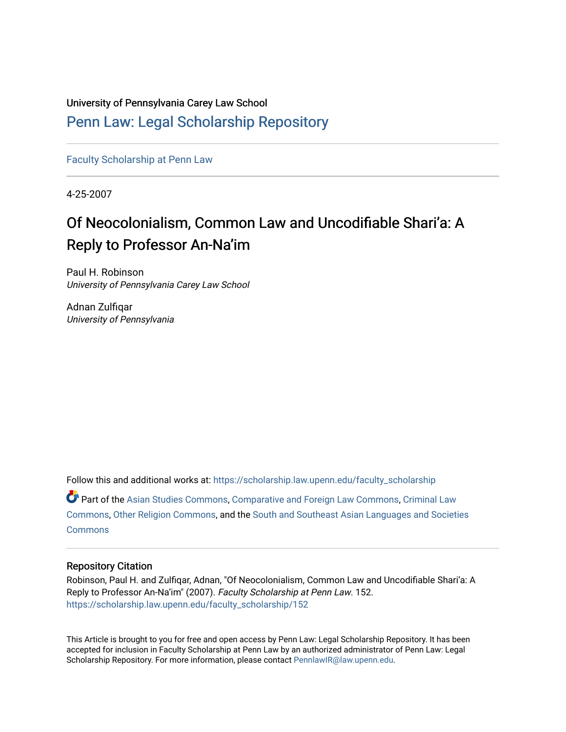University of Pennsylvania Carey Law School

# Penn Law: Legal Scholarship Repository

Faculty Scholarship at Penn Law

4-25-2007

## Of Neocolonialism, Common Law and Uncodifiable Shari'a: A Reply to Professor An-Na'im

Paul H. Robinson
*University of Pennsylvania Carey Law School*

Adnan Zulfiqar
*University of Pennsylvania*

Follow this and additional works at: https://scholarship.law.upenn.edu/faculty_scholarship

Part of the Asian Studies Commons, Comparative and Foreign Law Commons, Criminal Law Commons, Other Religion Commons, and the South and Southeast Asian Languages and Societies Commons

### Repository Citation

Robinson, Paul H. and Zulfiqar, Adnan, "Of Neocolonialism, Common Law and Uncodifiable Shari'a: A Reply to Professor An-Na'im" (2007). *Faculty Scholarship at Penn Law*. 152.
https://scholarship.law.upenn.edu/faculty_scholarship/152

This Article is brought to you for free and open access by Penn Law: Legal Scholarship Repository. It has been accepted for inclusion in Faculty Scholarship at Penn Law by an authorized administrator of Penn Law: Legal Scholarship Repository. For more information, please contact PennlawIR@law.upenn.edu.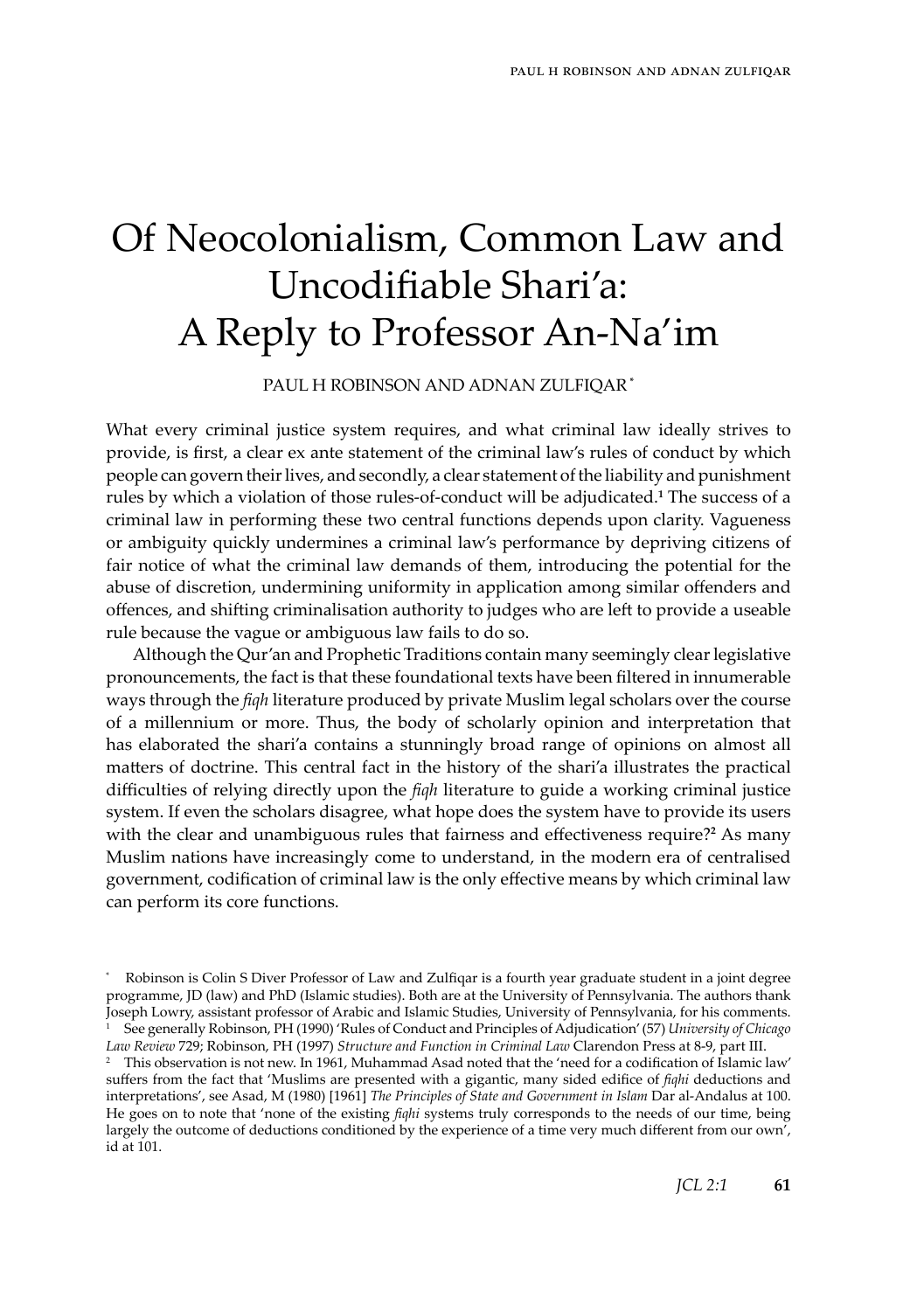# Of Neocolonialism, Common Law and Uncodifiable Shari'a: A Reply to Professor An-Na'im

PAUL H ROBINSON AND ADNAN ZULFIQAR [*]

What every criminal justice system requires, and what criminal law ideally strives to provide, is first, a clear ex ante statement of the criminal law's rules of conduct by which people can govern their lives, and secondly, a clear statement of the liability and punishment rules by which a violation of those rules-of-conduct will be adjudicated.[1] The success of a criminal law in performing these two central functions depends upon clarity. Vagueness or ambiguity quickly undermines a criminal law's performance by depriving citizens of fair notice of what the criminal law demands of them, introducing the potential for the abuse of discretion, undermining uniformity in application among similar offenders and offences, and shifting criminalisation authority to judges who are left to provide a useable rule because the vague or ambiguous law fails to do so.

Although the Qur'an and Prophetic Traditions contain many seemingly clear legislative pronouncements, the fact is that these foundational texts have been filtered in innumerable ways through the *fiqh* literature produced by private Muslim legal scholars over the course of a millennium or more. Thus, the body of scholarly opinion and interpretation that has elaborated the shari'a contains a stunningly broad range of opinions on almost all matters of doctrine. This central fact in the history of the shari'a illustrates the practical difficulties of relying directly upon the *fiqh* literature to guide a working criminal justice system. If even the scholars disagree, what hope does the system have to provide its users with the clear and unambiguous rules that fairness and effectiveness require?[2] As many Muslim nations have increasingly come to understand, in the modern era of centralised government, codification of criminal law is the only effective means by which criminal law can perform its core functions.

---

[*] Robinson is Colin S Diver Professor of Law and Zulfiqar is a fourth year graduate student in a joint degree programme, JD (law) and PhD (Islamic studies). Both are at the University of Pennsylvania. The authors thank Joseph Lowry, assistant professor of Arabic and Islamic Studies, University of Pennsylvania, for his comments.

[1] See generally Robinson, PH (1990) 'Rules of Conduct and Principles of Adjudication' (57) *University of Chicago Law Review* 729; Robinson, PH (1997) *Structure and Function in Criminal Law* Clarendon Press at 8-9, part III.

[2] This observation is not new. In 1961, Muhammad Asad noted that the 'need for a codification of Islamic law' suffers from the fact that 'Muslims are presented with a gigantic, many sided edifice of *fiqhi* deductions and interpretations', see Asad, M (1980) [1961] *The Principles of State and Government in Islam* Dar al-Andalus at 100. He goes on to note that 'none of the existing *fiqhi* systems truly corresponds to the needs of our time, being largely the outcome of deductions conditioned by the experience of a time very much different from our own', id at 101.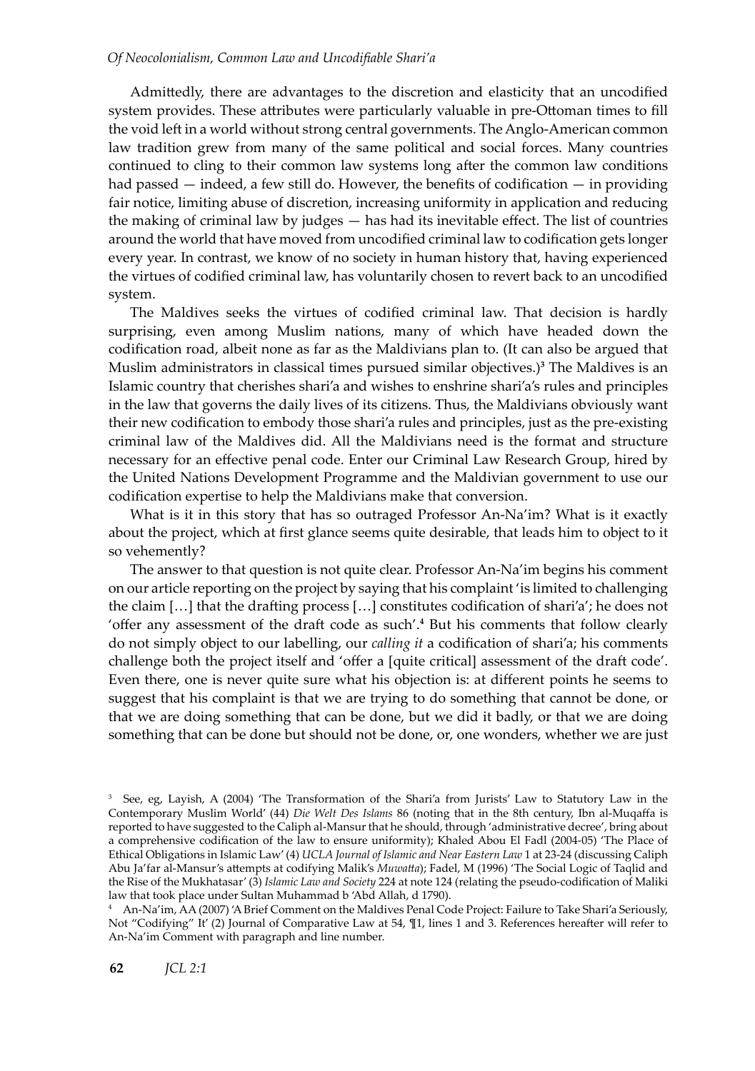Admittedly, there are advantages to the discretion and elasticity that an uncodified system provides. These attributes were particularly valuable in pre-Ottoman times to fill the void left in a world without strong central governments. The Anglo-American common law tradition grew from many of the same political and social forces. Many countries continued to cling to their common law systems long after the common law conditions had passed — indeed, a few still do. However, the benefits of codification — in providing fair notice, limiting abuse of discretion, increasing uniformity in application and reducing the making of criminal law by judges — has had its inevitable effect. The list of countries around the world that have moved from uncodified criminal law to codification gets longer every year. In contrast, we know of no society in human history that, having experienced the virtues of codified criminal law, has voluntarily chosen to revert back to an uncodified system.

The Maldives seeks the virtues of codified criminal law. That decision is hardly surprising, even among Muslim nations, many of which have headed down the codification road, albeit none as far as the Maldivians plan to. (It can also be argued that Muslim administrators in classical times pursued similar objectives.)[3] The Maldives is an Islamic country that cherishes shari'a and wishes to enshrine shari'a's rules and principles in the law that governs the daily lives of its citizens. Thus, the Maldivians obviously want their new codification to embody those shari'a rules and principles, just as the pre-existing criminal law of the Maldives did. All the Maldivians need is the format and structure necessary for an effective penal code. Enter our Criminal Law Research Group, hired by the United Nations Development Programme and the Maldivian government to use our codification expertise to help the Maldivians make that conversion.

What is it in this story that has so outraged Professor An-Na'im? What is it exactly about the project, which at first glance seems quite desirable, that leads him to object to it so vehemently?

The answer to that question is not quite clear. Professor An-Na'im begins his comment on our article reporting on the project by saying that his complaint 'is limited to challenging the claim […] that the drafting process […] constitutes codification of shari'a'; he does not 'offer any assessment of the draft code as such'.[4] But his comments that follow clearly do not simply object to our labelling, our *calling it* a codification of shari'a; his comments challenge both the project itself and 'offer a [quite critical] assessment of the draft code'. Even there, one is never quite sure what his objection is: at different points he seems to suggest that his complaint is that we are trying to do something that cannot be done, or that we are doing something that can be done, but we did it badly, or that we are doing something that can be done but should not be done, or, one wonders, whether we are just

---

[3] See, eg, Layish, A (2004) 'The Transformation of the Shari'a from Jurists' Law to Statutory Law in the Contemporary Muslim World' (44) *Die Welt Des Islams* 86 (noting that in the 8th century, Ibn al-Muqaffa is reported to have suggested to the Caliph al-Mansur that he should, through 'administrative decree', bring about a comprehensive codification of the law to ensure uniformity); Khaled Abou El Fadl (2004-05) 'The Place of Ethical Obligations in Islamic Law' (4) *UCLA Journal of Islamic and Near Eastern Law* 1 at 23-24 (discussing Caliph Abu Ja'far al-Mansur's attempts at codifying Malik's *Muwatta*); Fadel, M (1996) 'The Social Logic of Taqlid and the Rise of the Mukhatasar' (3) *Islamic Law and Society* 224 at note 124 (relating the pseudo-codification of Maliki law that took place under Sultan Muhammad b 'Abd Allah, d 1790).

[4] An-Na'im, AA (2007) 'A Brief Comment on the Maldives Penal Code Project: Failure to Take Shari'a Seriously, Not "Codifying" It' (2) Journal of Comparative Law at 54, ¶1, lines 1 and 3. References hereafter will refer to An-Na'im Comment with paragraph and line number.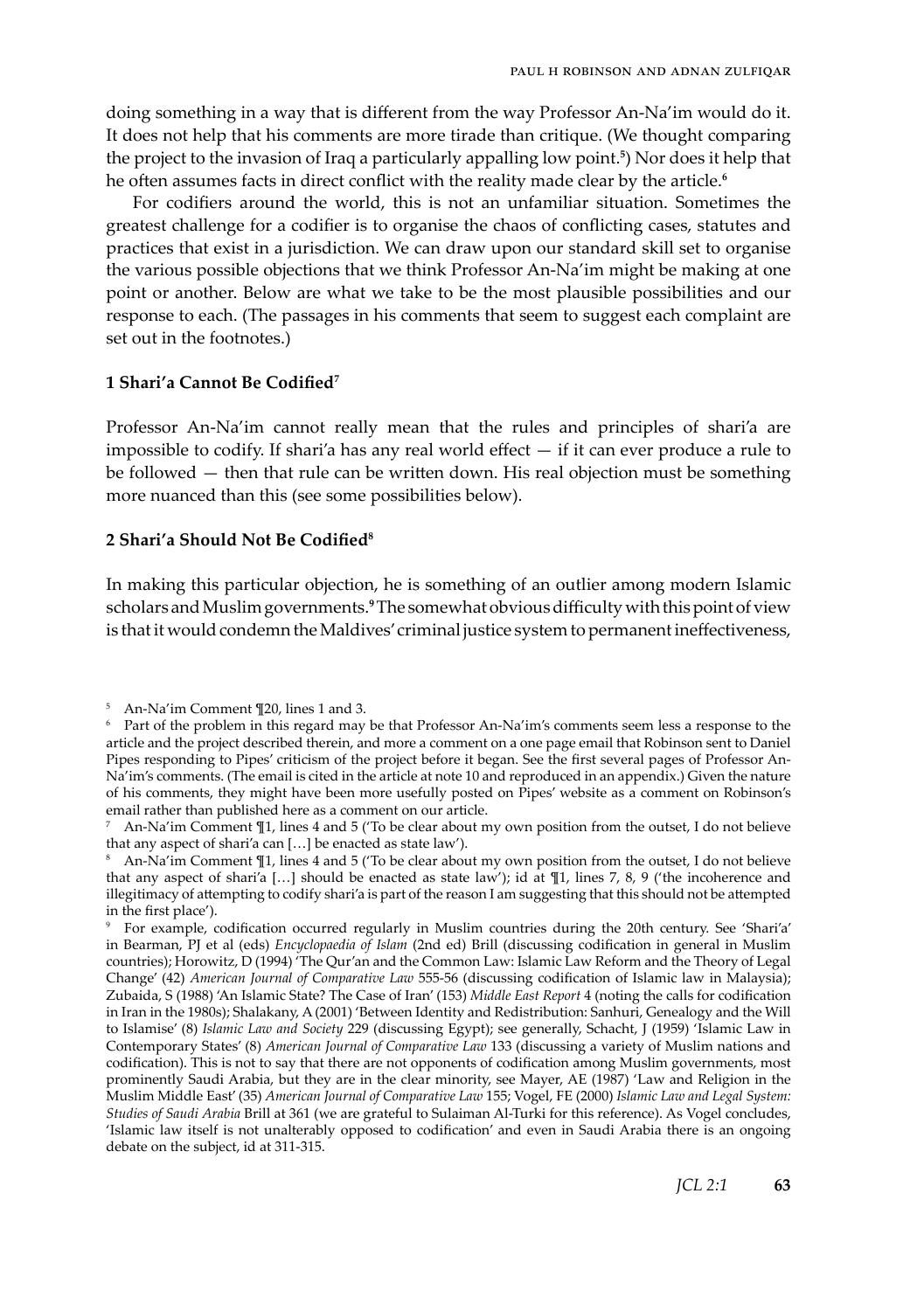doing something in a way that is different from the way Professor An-Na'im would do it. It does not help that his comments are more tirade than critique. (We thought comparing the project to the invasion of Iraq a particularly appalling low point.[5]) Nor does it help that he often assumes facts in direct conflict with the reality made clear by the article.[6]

For codifiers around the world, this is not an unfamiliar situation. Sometimes the greatest challenge for a codifier is to organise the chaos of conflicting cases, statutes and practices that exist in a jurisdiction. We can draw upon our standard skill set to organise the various possible objections that we think Professor An-Na'im might be making at one point or another. Below are what we take to be the most plausible possibilities and our response to each. (The passages in his comments that seem to suggest each complaint are set out in the footnotes.)

### 1 Shari'a Cannot Be Codified[7]

Professor An-Na'im cannot really mean that the rules and principles of shari'a are impossible to codify. If shari'a has any real world effect — if it can ever produce a rule to be followed — then that rule can be written down. His real objection must be something more nuanced than this (see some possibilities below).

### 2 Shari'a Should Not Be Codified[8]

In making this particular objection, he is something of an outlier among modern Islamic scholars and Muslim governments.[9] The somewhat obvious difficulty with this point of view is that it would condemn the Maldives' criminal justice system to permanent ineffectiveness,

---

[5] An-Na'im Comment ¶20, lines 1 and 3.

[6] Part of the problem in this regard may be that Professor An-Na'im's comments seem less a response to the article and the project described therein, and more a comment on a one page email that Robinson sent to Daniel Pipes responding to Pipes' criticism of the project before it began. See the first several pages of Professor An-Na'im's comments. (The email is cited in the article at note 10 and reproduced in an appendix.) Given the nature of his comments, they might have been more usefully posted on Pipes' website as a comment on Robinson's email rather than published here as a comment on our article.

[7] An-Na'im Comment ¶1, lines 4 and 5 ('To be clear about my own position from the outset, I do not believe that any aspect of shari'a can […] be enacted as state law').

[8] An-Na'im Comment ¶1, lines 4 and 5 ('To be clear about my own position from the outset, I do not believe that any aspect of shari'a […] should be enacted as state law'); id at ¶1, lines 7, 8, 9 ('the incoherence and illegitimacy of attempting to codify shari'a is part of the reason I am suggesting that this should not be attempted in the first place').

[9] For example, codification occurred regularly in Muslim countries during the 20th century. See 'Shari'a' in Bearman, PJ et al (eds) *Encyclopaedia of Islam* (2nd ed) Brill (discussing codification in general in Muslim countries); Horowitz, D (1994) 'The Qur'an and the Common Law: Islamic Law Reform and the Theory of Legal Change' (42) *American Journal of Comparative Law* 555-56 (discussing codification of Islamic law in Malaysia); Zubaida, S (1988) 'An Islamic State? The Case of Iran' (153) *Middle East Report* 4 (noting the calls for codification in Iran in the 1980s); Shalakany, A (2001) 'Between Identity and Redistribution: Sanhuri, Genealogy and the Will to Islamise' (8) *Islamic Law and Society* 229 (discussing Egypt); see generally, Schacht, J (1959) 'Islamic Law in Contemporary States' (8) *American Journal of Comparative Law* 133 (discussing a variety of Muslim nations and codification). This is not to say that there are not opponents of codification among Muslim governments, most prominently Saudi Arabia, but they are in the clear minority, see Mayer, AE (1987) 'Law and Religion in the Muslim Middle East' (35) *American Journal of Comparative Law* 155; Vogel, FE (2000) *Islamic Law and Legal System: Studies of Saudi Arabia* Brill at 361 (we are grateful to Sulaiman Al-Turki for this reference). As Vogel concludes, 'Islamic law itself is not unalterably opposed to codification' and even in Saudi Arabia there is an ongoing debate on the subject, id at 311-315.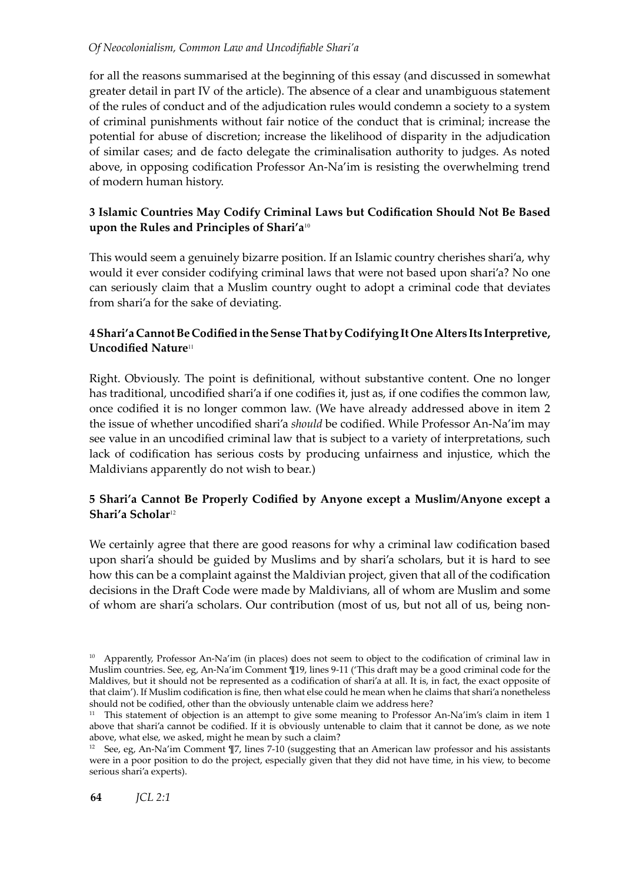for all the reasons summarised at the beginning of this essay (and discussed in somewhat greater detail in part IV of the article). The absence of a clear and unambiguous statement of the rules of conduct and of the adjudication rules would condemn a society to a system of criminal punishments without fair notice of the conduct that is criminal; increase the potential for abuse of discretion; increase the likelihood of disparity in the adjudication of similar cases; and de facto delegate the criminalisation authority to judges. As noted above, in opposing codification Professor An-Na'im is resisting the overwhelming trend of modern human history.

### 3 Islamic Countries May Codify Criminal Laws but Codification Should Not Be Based upon the Rules and Principles of Shari'a[10]

This would seem a genuinely bizarre position. If an Islamic country cherishes shari'a, why would it ever consider codifying criminal laws that were not based upon shari'a? No one can seriously claim that a Muslim country ought to adopt a criminal code that deviates from shari'a for the sake of deviating.

### 4 Shari'a Cannot Be Codified in the Sense That by Codifying It One Alters Its Interpretive, Uncodified Nature[11]

Right. Obviously. The point is definitional, without substantive content. One no longer has traditional, uncodified shari'a if one codifies it, just as, if one codifies the common law, once codified it is no longer common law. (We have already addressed above in item 2 the issue of whether uncodified shari'a *should* be codified. While Professor An-Na'im may see value in an uncodified criminal law that is subject to a variety of interpretations, such lack of codification has serious costs by producing unfairness and injustice, which the Maldivians apparently do not wish to bear.)

### 5 Shari'a Cannot Be Properly Codified by Anyone except a Muslim/Anyone except a Shari'a Scholar[12]

We certainly agree that there are good reasons for why a criminal law codification based upon shari'a should be guided by Muslims and by shari'a scholars, but it is hard to see how this can be a complaint against the Maldivian project, given that all of the codification decisions in the Draft Code were made by Maldivians, all of whom are Muslim and some of whom are shari'a scholars. Our contribution (most of us, but not all of us, being non-

---

[10] Apparently, Professor An-Na'im (in places) does not seem to object to the codification of criminal law in Muslim countries. See, eg, An-Na'im Comment ¶19, lines 9-11 ('This draft may be a good criminal code for the Maldives, but it should not be represented as a codification of shari'a at all. It is, in fact, the exact opposite of that claim'). If Muslim codification is fine, then what else could he mean when he claims that shari'a nonetheless should not be codified, other than the obviously untenable claim we address here?

[11] This statement of objection is an attempt to give some meaning to Professor An-Na'im's claim in item 1 above that shari'a cannot be codified. If it is obviously untenable to claim that it cannot be done, as we note above, what else, we asked, might he mean by such a claim?

[12] See, eg, An-Na'im Comment ¶7, lines 7-10 (suggesting that an American law professor and his assistants were in a poor position to do the project, especially given that they did not have time, in his view, to become serious shari'a experts).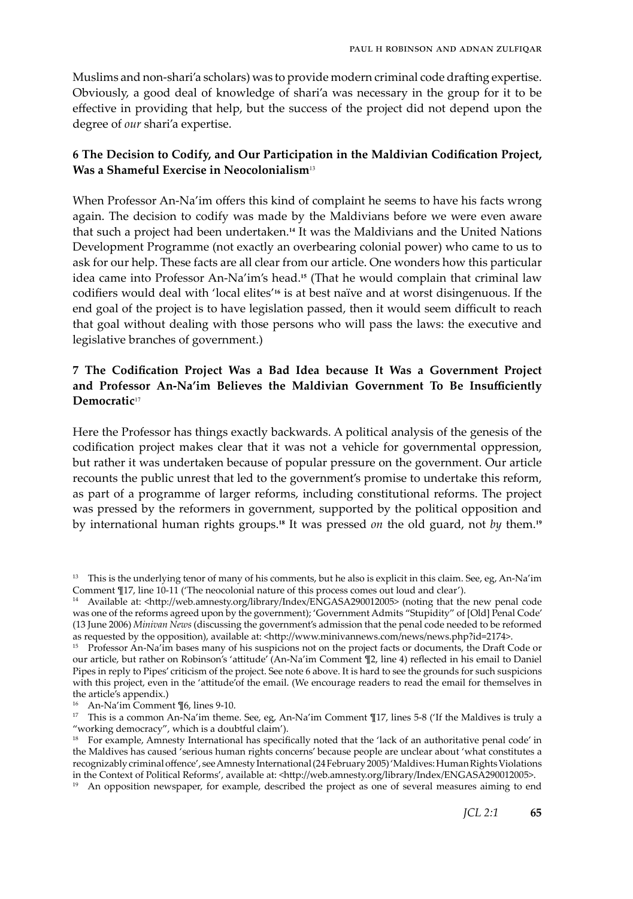Muslims and non-shari'a scholars) was to provide modern criminal code drafting expertise. Obviously, a good deal of knowledge of shari'a was necessary in the group for it to be effective in providing that help, but the success of the project did not depend upon the degree of *our* shari'a expertise.

### 6 The Decision to Codify, and Our Participation in the Maldivian Codification Project, Was a Shameful Exercise in Neocolonialism[13]

When Professor An-Na'im offers this kind of complaint he seems to have his facts wrong again. The decision to codify was made by the Maldivians before we were even aware that such a project had been undertaken.[14] It was the Maldivians and the United Nations Development Programme (not exactly an overbearing colonial power) who came to us to ask for our help. These facts are all clear from our article. One wonders how this particular idea came into Professor An-Na'im's head.[15] (That he would complain that criminal law codifiers would deal with 'local elites'[16] is at best naïve and at worst disingenuous. If the end goal of the project is to have legislation passed, then it would seem difficult to reach that goal without dealing with those persons who will pass the laws: the executive and legislative branches of government.)

### 7 The Codification Project Was a Bad Idea because It Was a Government Project and Professor An-Na'im Believes the Maldivian Government To Be Insufficiently Democratic[17]

Here the Professor has things exactly backwards. A political analysis of the genesis of the codification project makes clear that it was not a vehicle for governmental oppression, but rather it was undertaken because of popular pressure on the government. Our article recounts the public unrest that led to the government's promise to undertake this reform, as part of a programme of larger reforms, including constitutional reforms. The project was pressed by the reformers in government, supported by the political opposition and by international human rights groups.[18] It was pressed *on* the old guard, not *by* them.[19]

---

[13] This is the underlying tenor of many of his comments, but he also is explicit in this claim. See, eg, An-Na'im Comment ¶17, line 10-11 ('The neocolonial nature of this process comes out loud and clear').

[14] Available at: <http://web.amnesty.org/library/Index/ENGASA290012005> (noting that the new penal code was one of the reforms agreed upon by the government); 'Government Admits "Stupidity" of [Old] Penal Code' (13 June 2006) *Minivan News* (discussing the government's admission that the penal code needed to be reformed as requested by the opposition), available at: <http://www.minivannews.com/news/news.php?id=2174>.

[15] Professor An-Na'im bases many of his suspicions not on the project facts or documents, the Draft Code or our article, but rather on Robinson's 'attitude' (An-Na'im Comment ¶2, line 4) reflected in his email to Daniel Pipes in reply to Pipes' criticism of the project. See note 6 above. It is hard to see the grounds for such suspicions with this project, even in the 'attitude'of the email. (We encourage readers to read the email for themselves in the article's appendix.)

[16] An-Na'im Comment ¶6, lines 9-10.

[17] This is a common An-Na'im theme. See, eg, An-Na'im Comment ¶17, lines 5-8 ('If the Maldives is truly a "working democracy", which is a doubtful claim').

[18] For example, Amnesty International has specifically noted that the 'lack of an authoritative penal code' in the Maldives has caused 'serious human rights concerns' because people are unclear about 'what constitutes a recognizably criminal offence', see Amnesty International (24 February 2005) 'Maldives: Human Rights Violations in the Context of Political Reforms', available at: <http://web.amnesty.org/library/Index/ENGASA290012005>.

[19] An opposition newspaper, for example, described the project as one of several measures aiming to end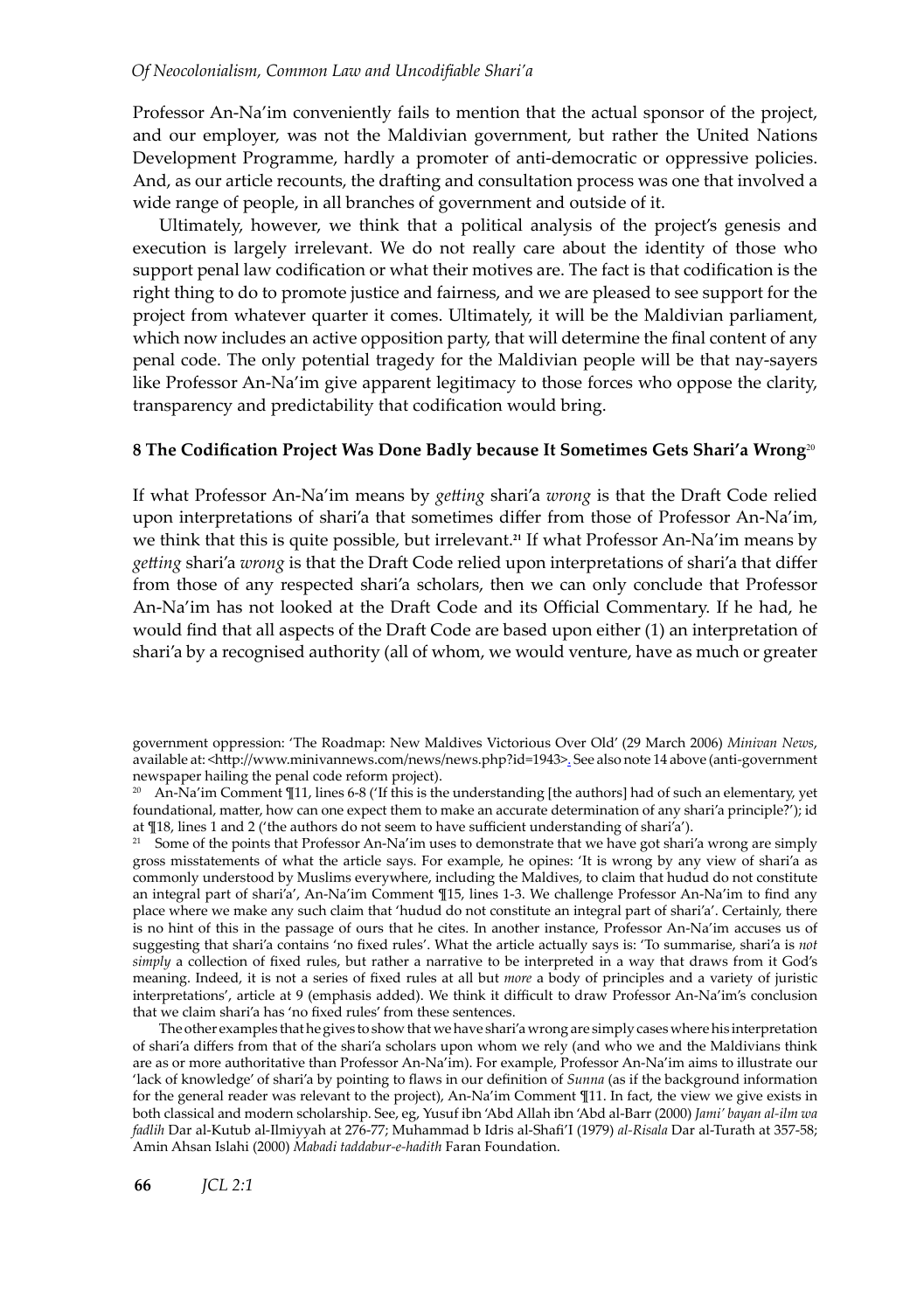Professor An-Na'im conveniently fails to mention that the actual sponsor of the project, and our employer, was not the Maldivian government, but rather the United Nations Development Programme, hardly a promoter of anti-democratic or oppressive policies. And, as our article recounts, the drafting and consultation process was one that involved a wide range of people, in all branches of government and outside of it.

Ultimately, however, we think that a political analysis of the project's genesis and execution is largely irrelevant. We do not really care about the identity of those who support penal law codification or what their motives are. The fact is that codification is the right thing to do to promote justice and fairness, and we are pleased to see support for the project from whatever quarter it comes. Ultimately, it will be the Maldivian parliament, which now includes an active opposition party, that will determine the final content of any penal code. The only potential tragedy for the Maldivian people will be that nay-sayers like Professor An-Na'im give apparent legitimacy to those forces who oppose the clarity, transparency and predictability that codification would bring.

## 8 The Codification Project Was Done Badly because It Sometimes Gets Shari'a Wrong[20]

If what Professor An-Na'im means by *getting* shari'a *wrong* is that the Draft Code relied upon interpretations of shari'a that sometimes differ from those of Professor An-Na'im, we think that this is quite possible, but irrelevant.[21] If what Professor An-Na'im means by *getting* shari'a *wrong* is that the Draft Code relied upon interpretations of shari'a that differ from those of any respected shari'a scholars, then we can only conclude that Professor An-Na'im has not looked at the Draft Code and its Official Commentary. If he had, he would find that all aspects of the Draft Code are based upon either (1) an interpretation of shari'a by a recognised authority (all of whom, we would venture, have as much or greater

---

government oppression: 'The Roadmap: New Maldives Victorious Over Old' (29 March 2006) *Minivan News*, available at: <http://www.minivannews.com/news/news.php?id=1943>. See also note 14 above (anti-government newspaper hailing the penal code reform project).

[20] An-Na'im Comment ¶11, lines 6-8 ('If this is the understanding [the authors] had of such an elementary, yet foundational, matter, how can one expect them to make an accurate determination of any shari'a principle?'); id at ¶18, lines 1 and 2 ('the authors do not seem to have sufficient understanding of shari'a').

[21] Some of the points that Professor An-Na'im uses to demonstrate that we have got shari'a wrong are simply gross misstatements of what the article says. For example, he opines: 'It is wrong by any view of shari'a as commonly understood by Muslims everywhere, including the Maldives, to claim that hudud do not constitute an integral part of shari'a', An-Na'im Comment ¶15, lines 1-3. We challenge Professor An-Na'im to find any place where we make any such claim that 'hudud do not constitute an integral part of shari'a'. Certainly, there is no hint of this in the passage of ours that he cites. In another instance, Professor An-Na'im accuses us of suggesting that shari'a contains 'no fixed rules'. What the article actually says is: 'To summarise, shari'a is *not simply* a collection of fixed rules, but rather a narrative to be interpreted in a way that draws from it God's meaning. Indeed, it is not a series of fixed rules at all but *more* a body of principles and a variety of juristic interpretations', article at 9 (emphasis added). We think it difficult to draw Professor An-Na'im's conclusion that we claim shari'a has 'no fixed rules' from these sentences.

The other examples that he gives to show that we have shari'a wrong are simply cases where his interpretation of shari'a differs from that of the shari'a scholars upon whom we rely (and who we and the Maldivians think are as or more authoritative than Professor An-Na'im). For example, Professor An-Na'im aims to illustrate our 'lack of knowledge' of shari'a by pointing to flaws in our definition of *Sunna* (as if the background information for the general reader was relevant to the project), An-Na'im Comment ¶11. In fact, the view we give exists in both classical and modern scholarship. See, eg, Yusuf ibn 'Abd Allah ibn 'Abd al-Barr (2000) *Jami' bayan al-ilm wa fadlih* Dar al-Kutub al-Ilmiyyah at 276-77; Muhammad b Idris al-Shafi'I (1979) *al-Risala* Dar al-Turath at 357-58; Amin Ahsan Islahi (2000) *Mabadi taddabur-e-hadith* Faran Foundation.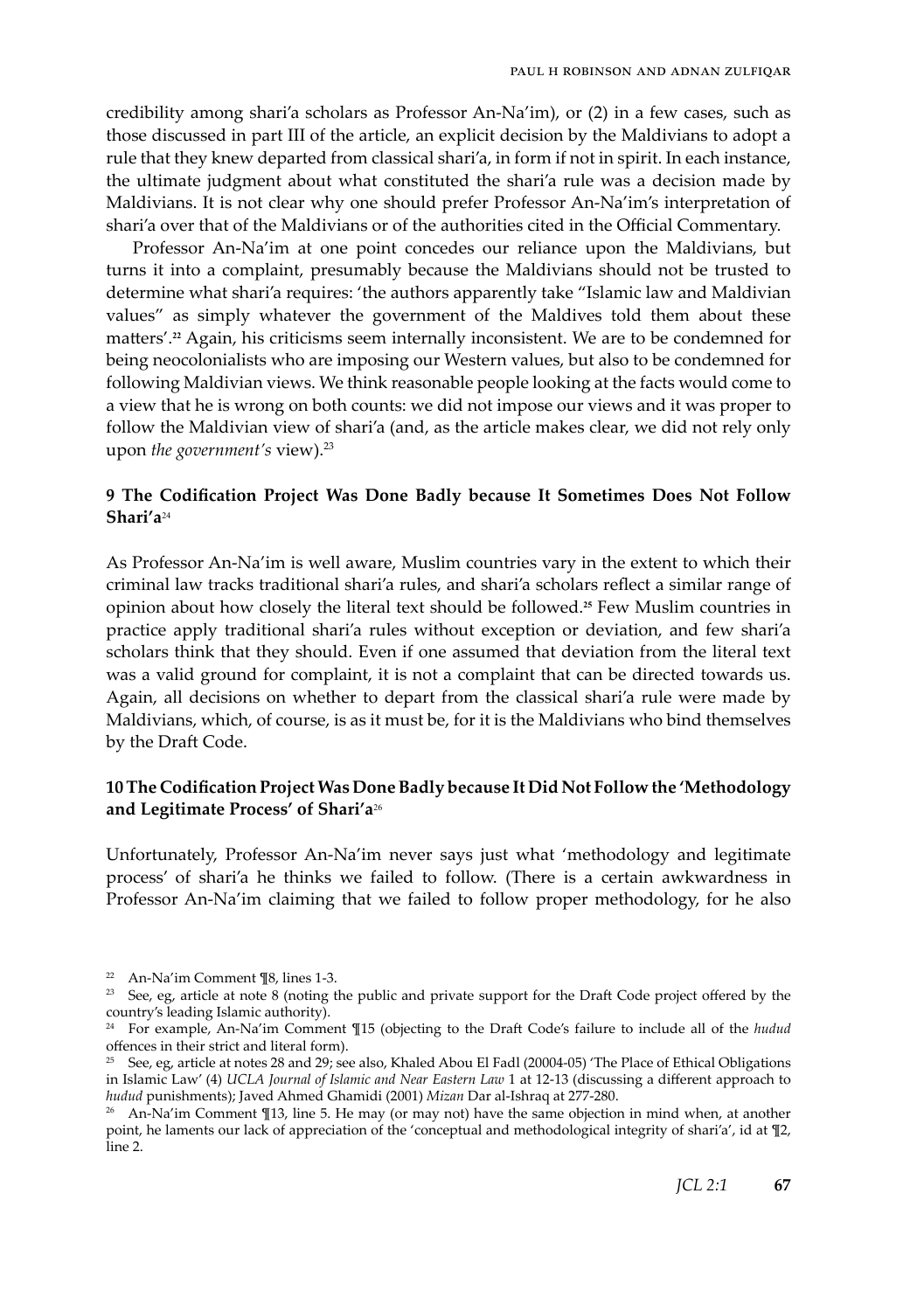credibility among shari'a scholars as Professor An-Na'im), or (2) in a few cases, such as those discussed in part III of the article, an explicit decision by the Maldivians to adopt a rule that they knew departed from classical shari'a, in form if not in spirit. In each instance, the ultimate judgment about what constituted the shari'a rule was a decision made by Maldivians. It is not clear why one should prefer Professor An-Na'im's interpretation of shari'a over that of the Maldivians or of the authorities cited in the Official Commentary.

Professor An-Na'im at one point concedes our reliance upon the Maldivians, but turns it into a complaint, presumably because the Maldivians should not be trusted to determine what shari'a requires: 'the authors apparently take "Islamic law and Maldivian values" as simply whatever the government of the Maldives told them about these matters'.[22] Again, his criticisms seem internally inconsistent. We are to be condemned for being neocolonialists who are imposing our Western values, but also to be condemned for following Maldivian views. We think reasonable people looking at the facts would come to a view that he is wrong on both counts: we did not impose our views and it was proper to follow the Maldivian view of shari'a (and, as the article makes clear, we did not rely only upon *the government's* view).[23]

### 9 The Codification Project Was Done Badly because It Sometimes Does Not Follow Shari'a[24]

As Professor An-Na'im is well aware, Muslim countries vary in the extent to which their criminal law tracks traditional shari'a rules, and shari'a scholars reflect a similar range of opinion about how closely the literal text should be followed.[25] Few Muslim countries in practice apply traditional shari'a rules without exception or deviation, and few shari'a scholars think that they should. Even if one assumed that deviation from the literal text was a valid ground for complaint, it is not a complaint that can be directed towards us. Again, all decisions on whether to depart from the classical shari'a rule were made by Maldivians, which, of course, is as it must be, for it is the Maldivians who bind themselves by the Draft Code.

### 10 The Codification Project Was Done Badly because It Did Not Follow the 'Methodology and Legitimate Process' of Shari'a[26]

Unfortunately, Professor An-Na'im never says just what 'methodology and legitimate process' of shari'a he thinks we failed to follow. (There is a certain awkwardness in Professor An-Na'im claiming that we failed to follow proper methodology, for he also

---

[22] An-Na'im Comment ¶8, lines 1-3.

[23] See, eg, article at note 8 (noting the public and private support for the Draft Code project offered by the country's leading Islamic authority).

[24] For example, An-Na'im Comment ¶15 (objecting to the Draft Code's failure to include all of the *hudud* offences in their strict and literal form).

[25] See, eg, article at notes 28 and 29; see also, Khaled Abou El Fadl (20004-05) 'The Place of Ethical Obligations in Islamic Law' (4) *UCLA Journal of Islamic and Near Eastern Law* 1 at 12-13 (discussing a different approach to *hudud* punishments); Javed Ahmed Ghamidi (2001) *Mizan* Dar al-Ishraq at 277-280.

[26] An-Na'im Comment ¶13, line 5. He may (or may not) have the same objection in mind when, at another point, he laments our lack of appreciation of the 'conceptual and methodological integrity of shari'a', id at ¶2, line 2.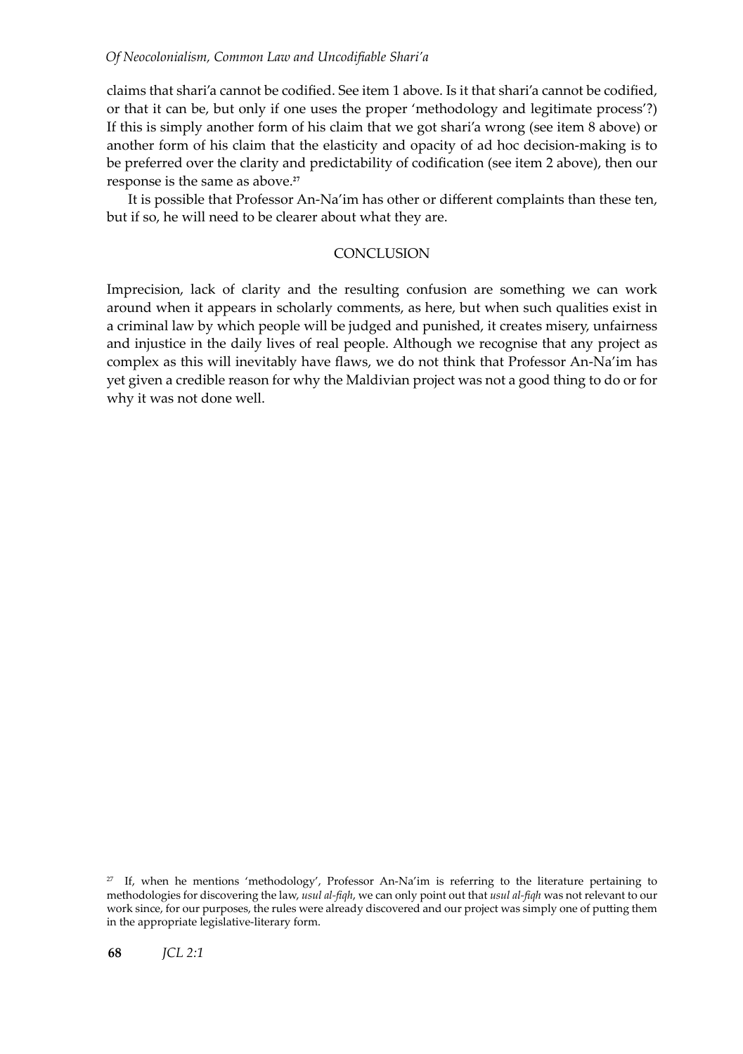claims that shari'a cannot be codified. See item 1 above. Is it that shari'a cannot be codified, or that it can be, but only if one uses the proper 'methodology and legitimate process'?) If this is simply another form of his claim that we got shari'a wrong (see item 8 above) or another form of his claim that the elasticity and opacity of ad hoc decision-making is to be preferred over the clarity and predictability of codification (see item 2 above), then our response is the same as above.[27]

It is possible that Professor An-Na'im has other or different complaints than these ten, but if so, he will need to be clearer about what they are.

## CONCLUSION

Imprecision, lack of clarity and the resulting confusion are something we can work around when it appears in scholarly comments, as here, but when such qualities exist in a criminal law by which people will be judged and punished, it creates misery, unfairness and injustice in the daily lives of real people. Although we recognise that any project as complex as this will inevitably have flaws, we do not think that Professor An-Na'im has yet given a credible reason for why the Maldivian project was not a good thing to do or for why it was not done well.

[27] If, when he mentions 'methodology', Professor An-Na'im is referring to the literature pertaining to methodologies for discovering the law, *usul al-fiqh*, we can only point out that *usul al-fiqh* was not relevant to our work since, for our purposes, the rules were already discovered and our project was simply one of putting them in the appropriate legislative-literary form.